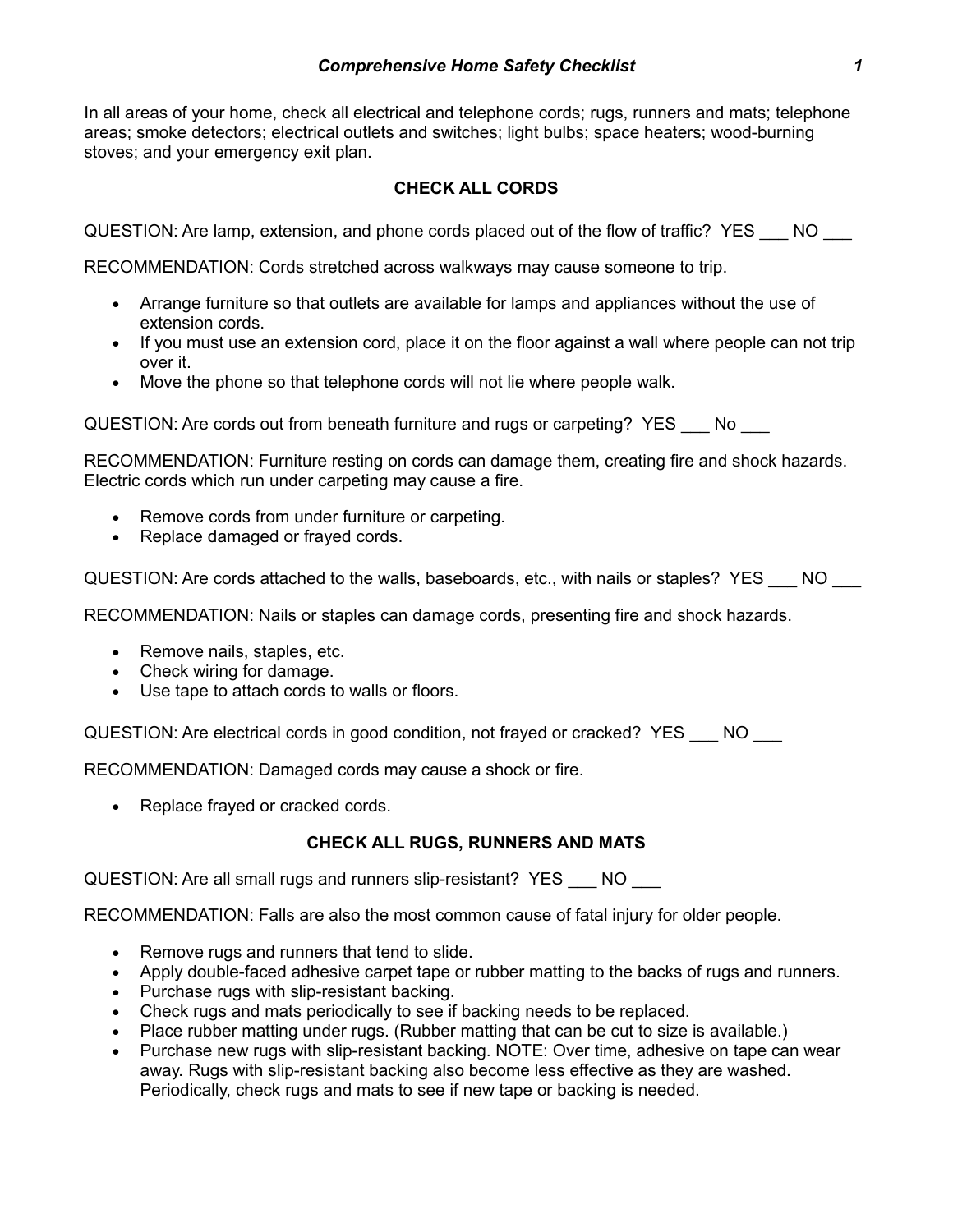# *Comprehensive Home Safety Checklist*

In all areas of your home, check all electrical and telephone cords; rugs, runners and mats; telephone areas; smoke detectors; electrical outlets and switches; light bulbs; space heaters; wood-burning stoves; and your emergency exit plan.

## CHECK ALL CORDS

QUESTION: Are lamp, extension, and phone cords placed out of the flow of traffic? YES ___ NO ___

RECOMMENDATION: Cords stretched across walkways may cause someone to trip.

- Arrange furniture so that outlets are available for lamps and appliances without the use of extension cords.
- If you must use an extension cord, place it on the floor against a wall where people can not trip over it.
- Move the phone so that telephone cords will not lie where people walk.

QUESTION: Are cords out from beneath furniture and rugs or carpeting? YES ___ No ___

RECOMMENDATION: Furniture resting on cords can damage them, creating fire and shock hazards. Electric cords which run under carpeting may cause a fire.

- Remove cords from under furniture or carpeting.
- Replace damaged or frayed cords.

QUESTION: Are cords attached to the walls, baseboards, etc., with nails or staples? YES ___ NO ___

RECOMMENDATION: Nails or staples can damage cords, presenting fire and shock hazards.

- Remove nails, staples, etc.
- Check wiring for damage.
- Use tape to attach cords to walls or floors.

QUESTION: Are electrical cords in good condition, not frayed or cracked? YES ___ NO ___

RECOMMENDATION: Damaged cords may cause a shock or fire.

- Replace frayed or cracked cords.

## CHECK ALL RUGS, RUNNERS AND MATS

QUESTION: Are all small rugs and runners slip-resistant? YES ___ NO ___

RECOMMENDATION: Falls are also the most common cause of fatal injury for older people.

- Remove rugs and runners that tend to slide.
- Apply double-faced adhesive carpet tape or rubber matting to the backs of rugs and runners.
- Purchase rugs with slip-resistant backing.
- Check rugs and mats periodically to see if backing needs to be replaced.
- Place rubber matting under rugs. (Rubber matting that can be cut to size is available.)
- Purchase new rugs with slip-resistant backing. NOTE: Over time, adhesive on tape can wear away. Rugs with slip-resistant backing also become less effective as they are washed. Periodically, check rugs and mats to see if new tape or backing is needed.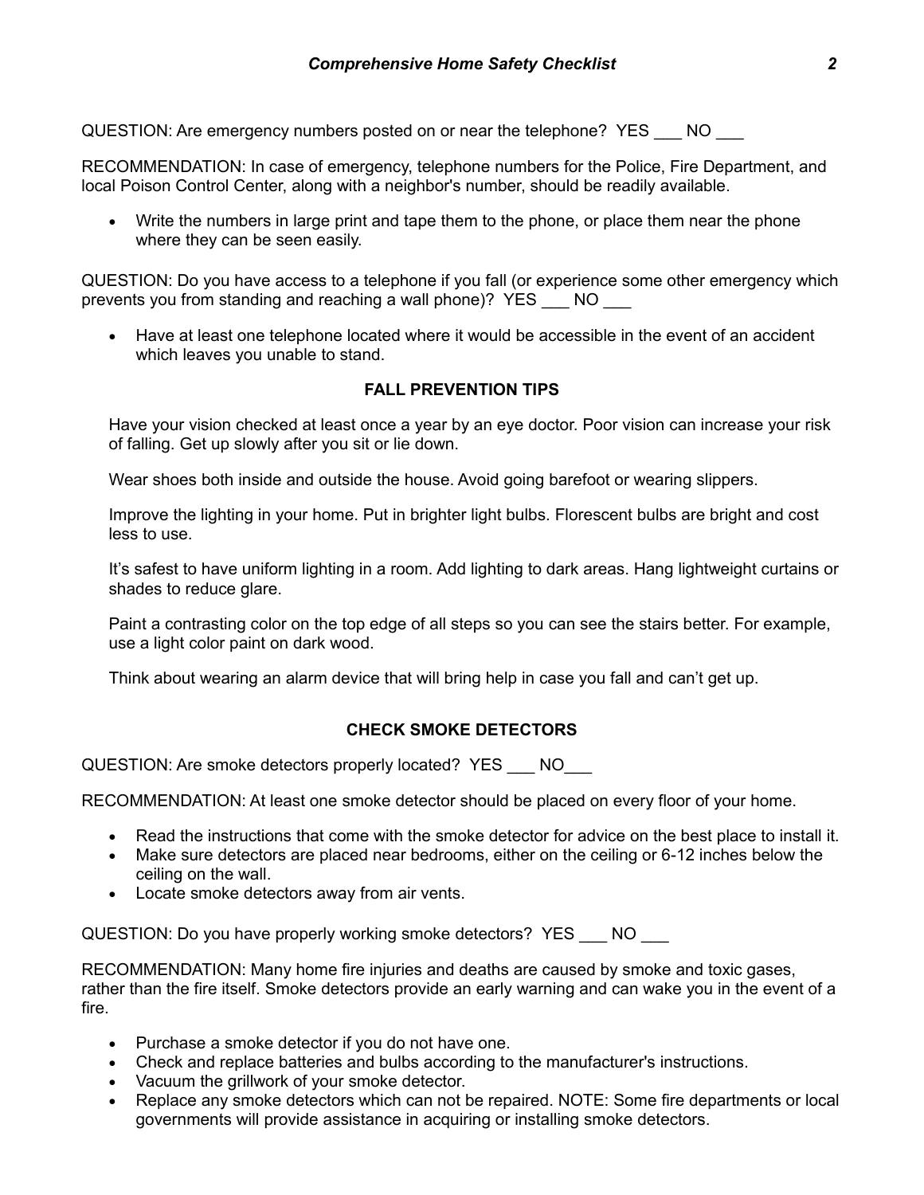QUESTION: Are emergency numbers posted on or near the telephone? YES ___ NO ___

RECOMMENDATION: In case of emergency, telephone numbers for the Police, Fire Department, and local Poison Control Center, along with a neighbor's number, should be readily available.

- Write the numbers in large print and tape them to the phone, or place them near the phone where they can be seen easily.

QUESTION: Do you have access to a telephone if you fall (or experience some other emergency which prevents you from standing and reaching a wall phone)? YES ___ NO ___

- Have at least one telephone located where it would be accessible in the event of an accident which leaves you unable to stand.

### FALL PREVENTION TIPS

Have your vision checked at least once a year by an eye doctor. Poor vision can increase your risk of falling. Get up slowly after you sit or lie down.

Wear shoes both inside and outside the house. Avoid going barefoot or wearing slippers.

Improve the lighting in your home. Put in brighter light bulbs. Florescent bulbs are bright and cost less to use.

It's safest to have uniform lighting in a room. Add lighting to dark areas. Hang lightweight curtains or shades to reduce glare.

Paint a contrasting color on the top edge of all steps so you can see the stairs better. For example, use a light color paint on dark wood.

Think about wearing an alarm device that will bring help in case you fall and can't get up.

### CHECK SMOKE DETECTORS

QUESTION: Are smoke detectors properly located? YES ___ NO___

RECOMMENDATION: At least one smoke detector should be placed on every floor of your home.

- Read the instructions that come with the smoke detector for advice on the best place to install it.
- Make sure detectors are placed near bedrooms, either on the ceiling or 6-12 inches below the ceiling on the wall.
- Locate smoke detectors away from air vents.

QUESTION: Do you have properly working smoke detectors? YES ___ NO ___

RECOMMENDATION: Many home fire injuries and deaths are caused by smoke and toxic gases, rather than the fire itself. Smoke detectors provide an early warning and can wake you in the event of a fire.

- Purchase a smoke detector if you do not have one.
- Check and replace batteries and bulbs according to the manufacturer's instructions.
- Vacuum the grillwork of your smoke detector.
- Replace any smoke detectors which can not be repaired. NOTE: Some fire departments or local governments will provide assistance in acquiring or installing smoke detectors.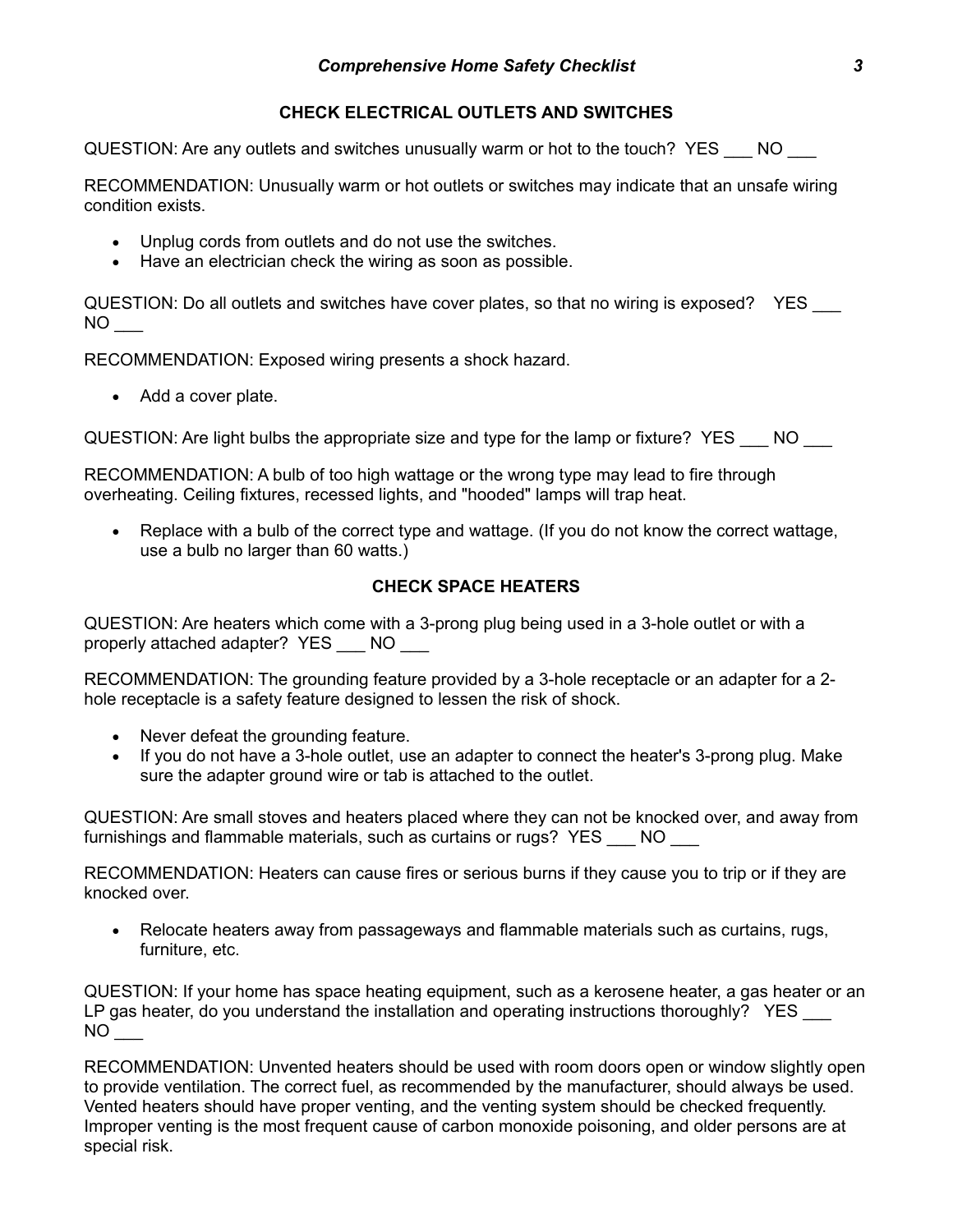## CHECK ELECTRICAL OUTLETS AND SWITCHES

QUESTION: Are any outlets and switches unusually warm or hot to the touch? YES ___ NO ___

RECOMMENDATION: Unusually warm or hot outlets or switches may indicate that an unsafe wiring condition exists.

- Unplug cords from outlets and do not use the switches.
- Have an electrician check the wiring as soon as possible.

QUESTION: Do all outlets and switches have cover plates, so that no wiring is exposed? YES ___ NO ___

RECOMMENDATION: Exposed wiring presents a shock hazard.

- Add a cover plate.

QUESTION: Are light bulbs the appropriate size and type for the lamp or fixture? YES ___ NO ___

RECOMMENDATION: A bulb of too high wattage or the wrong type may lead to fire through overheating. Ceiling fixtures, recessed lights, and "hooded" lamps will trap heat.

- Replace with a bulb of the correct type and wattage. (If you do not know the correct wattage, use a bulb no larger than 60 watts.)

## CHECK SPACE HEATERS

QUESTION: Are heaters which come with a 3-prong plug being used in a 3-hole outlet or with a properly attached adapter? YES ___ NO ___

RECOMMENDATION: The grounding feature provided by a 3-hole receptacle or an adapter for a 2-hole receptacle is a safety feature designed to lessen the risk of shock.

- Never defeat the grounding feature.
- If you do not have a 3-hole outlet, use an adapter to connect the heater's 3-prong plug. Make sure the adapter ground wire or tab is attached to the outlet.

QUESTION: Are small stoves and heaters placed where they can not be knocked over, and away from furnishings and flammable materials, such as curtains or rugs? YES ___ NO ___

RECOMMENDATION: Heaters can cause fires or serious burns if they cause you to trip or if they are knocked over.

- Relocate heaters away from passageways and flammable materials such as curtains, rugs, furniture, etc.

QUESTION: If your home has space heating equipment, such as a kerosene heater, a gas heater or an LP gas heater, do you understand the installation and operating instructions thoroughly? YES ___ NO ___

RECOMMENDATION: Unvented heaters should be used with room doors open or window slightly open to provide ventilation. The correct fuel, as recommended by the manufacturer, should always be used. Vented heaters should have proper venting, and the venting system should be checked frequently. Improper venting is the most frequent cause of carbon monoxide poisoning, and older persons are at special risk.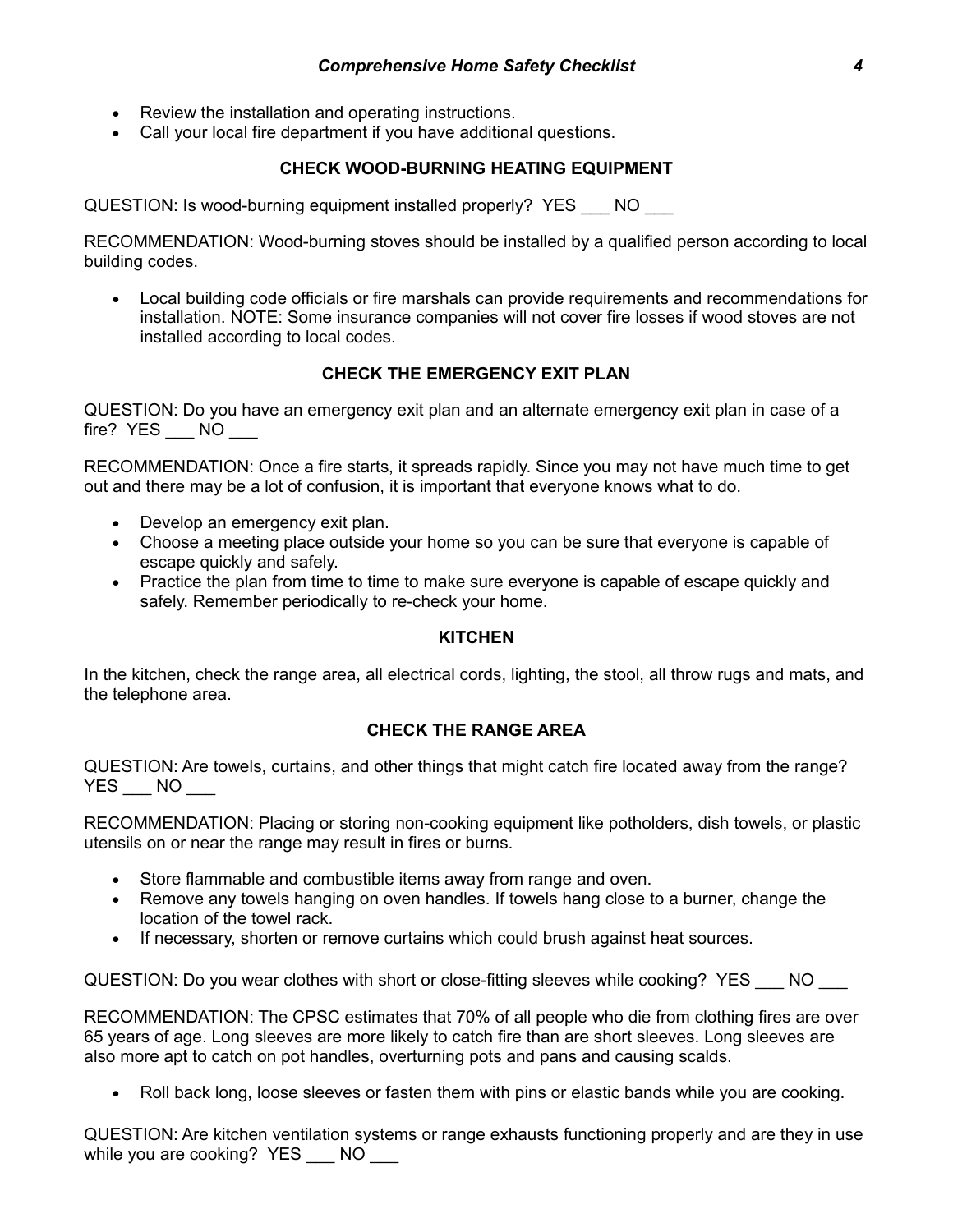- Review the installation and operating instructions.
- Call your local fire department if you have additional questions.

### CHECK WOOD-BURNING HEATING EQUIPMENT

QUESTION: Is wood-burning equipment installed properly? YES ___ NO ___

RECOMMENDATION: Wood-burning stoves should be installed by a qualified person according to local building codes.

- Local building code officials or fire marshals can provide requirements and recommendations for installation. NOTE: Some insurance companies will not cover fire losses if wood stoves are not installed according to local codes.

### CHECK THE EMERGENCY EXIT PLAN

QUESTION: Do you have an emergency exit plan and an alternate emergency exit plan in case of a fire? YES ___ NO ___

RECOMMENDATION: Once a fire starts, it spreads rapidly. Since you may not have much time to get out and there may be a lot of confusion, it is important that everyone knows what to do.

- Develop an emergency exit plan.
- Choose a meeting place outside your home so you can be sure that everyone is capable of escape quickly and safely.
- Practice the plan from time to time to make sure everyone is capable of escape quickly and safely. Remember periodically to re-check your home.

## KITCHEN

In the kitchen, check the range area, all electrical cords, lighting, the stool, all throw rugs and mats, and the telephone area.

### CHECK THE RANGE AREA

QUESTION: Are towels, curtains, and other things that might catch fire located away from the range? YES ___ NO ___

RECOMMENDATION: Placing or storing non-cooking equipment like potholders, dish towels, or plastic utensils on or near the range may result in fires or burns.

- Store flammable and combustible items away from range and oven.
- Remove any towels hanging on oven handles. If towels hang close to a burner, change the location of the towel rack.
- If necessary, shorten or remove curtains which could brush against heat sources.

QUESTION: Do you wear clothes with short or close-fitting sleeves while cooking? YES ___ NO ___

RECOMMENDATION: The CPSC estimates that 70% of all people who die from clothing fires are over 65 years of age. Long sleeves are more likely to catch fire than are short sleeves. Long sleeves are also more apt to catch on pot handles, overturning pots and pans and causing scalds.

- Roll back long, loose sleeves or fasten them with pins or elastic bands while you are cooking.

QUESTION: Are kitchen ventilation systems or range exhausts functioning properly and are they in use while you are cooking? YES ___ NO ___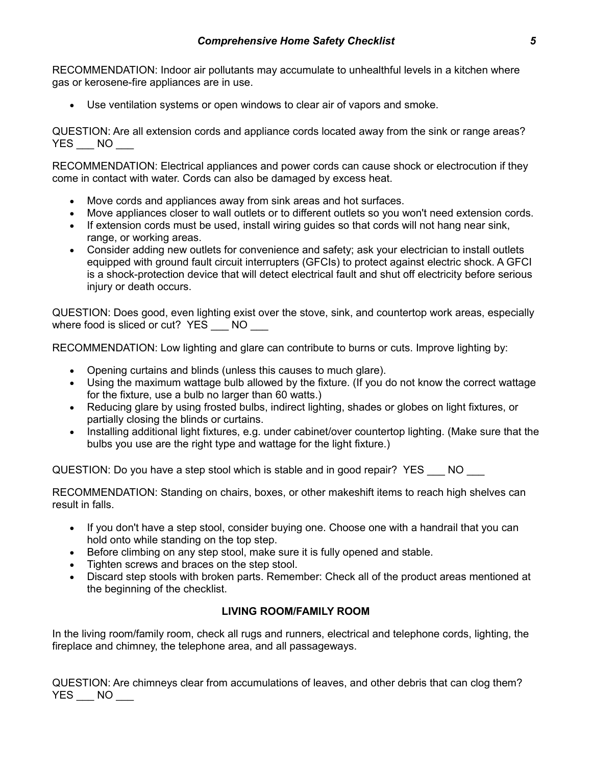RECOMMENDATION: Indoor air pollutants may accumulate to unhealthful levels in a kitchen where gas or kerosene-fire appliances are in use.

- Use ventilation systems or open windows to clear air of vapors and smoke.

QUESTION: Are all extension cords and appliance cords located away from the sink or range areas? YES ___ NO ___

RECOMMENDATION: Electrical appliances and power cords can cause shock or electrocution if they come in contact with water. Cords can also be damaged by excess heat.

- Move cords and appliances away from sink areas and hot surfaces.
- Move appliances closer to wall outlets or to different outlets so you won't need extension cords.
- If extension cords must be used, install wiring guides so that cords will not hang near sink, range, or working areas.
- Consider adding new outlets for convenience and safety; ask your electrician to install outlets equipped with ground fault circuit interrupters (GFCIs) to protect against electric shock. A GFCI is a shock-protection device that will detect electrical fault and shut off electricity before serious injury or death occurs.

QUESTION: Does good, even lighting exist over the stove, sink, and countertop work areas, especially where food is sliced or cut? YES ___ NO ___

RECOMMENDATION: Low lighting and glare can contribute to burns or cuts. Improve lighting by:

- Opening curtains and blinds (unless this causes to much glare).
- Using the maximum wattage bulb allowed by the fixture. (If you do not know the correct wattage for the fixture, use a bulb no larger than 60 watts.)
- Reducing glare by using frosted bulbs, indirect lighting, shades or globes on light fixtures, or partially closing the blinds or curtains.
- Installing additional light fixtures, e.g. under cabinet/over countertop lighting. (Make sure that the bulbs you use are the right type and wattage for the light fixture.)

QUESTION: Do you have a step stool which is stable and in good repair? YES ___ NO ___

RECOMMENDATION: Standing on chairs, boxes, or other makeshift items to reach high shelves can result in falls.

- If you don't have a step stool, consider buying one. Choose one with a handrail that you can hold onto while standing on the top step.
- Before climbing on any step stool, make sure it is fully opened and stable.
- Tighten screws and braces on the step stool.
- Discard step stools with broken parts. Remember: Check all of the product areas mentioned at the beginning of the checklist.

## LIVING ROOM/FAMILY ROOM

In the living room/family room, check all rugs and runners, electrical and telephone cords, lighting, the fireplace and chimney, the telephone area, and all passageways.

QUESTION: Are chimneys clear from accumulations of leaves, and other debris that can clog them? YES ___ NO ___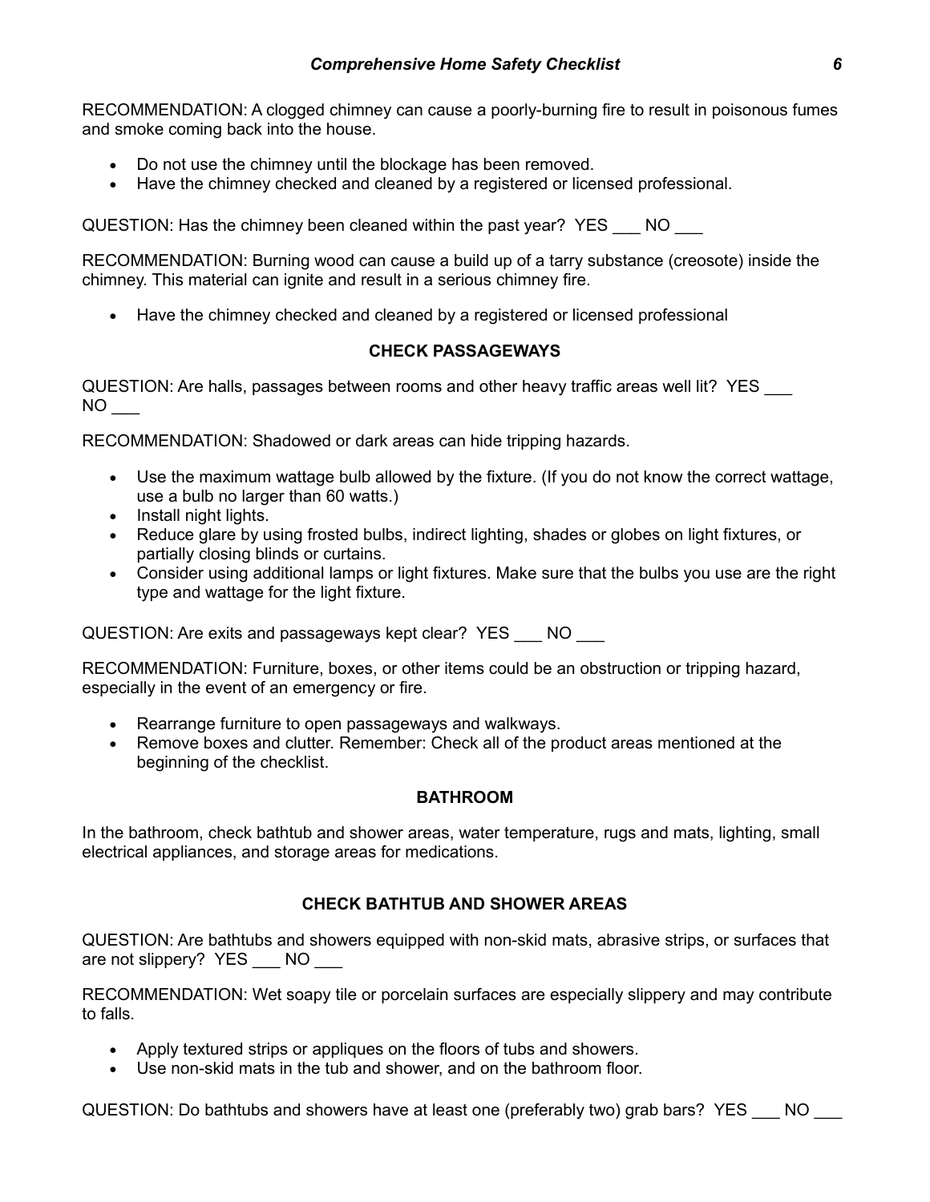RECOMMENDATION: A clogged chimney can cause a poorly-burning fire to result in poisonous fumes and smoke coming back into the house.

- Do not use the chimney until the blockage has been removed.
- Have the chimney checked and cleaned by a registered or licensed professional.

QUESTION: Has the chimney been cleaned within the past year? YES ___ NO ___

RECOMMENDATION: Burning wood can cause a build up of a tarry substance (creosote) inside the chimney. This material can ignite and result in a serious chimney fire.

- Have the chimney checked and cleaned by a registered or licensed professional

### CHECK PASSAGEWAYS

QUESTION: Are halls, passages between rooms and other heavy traffic areas well lit? YES ___ NO ___

RECOMMENDATION: Shadowed or dark areas can hide tripping hazards.

- Use the maximum wattage bulb allowed by the fixture. (If you do not know the correct wattage, use a bulb no larger than 60 watts.)
- Install night lights.
- Reduce glare by using frosted bulbs, indirect lighting, shades or globes on light fixtures, or partially closing blinds or curtains.
- Consider using additional lamps or light fixtures. Make sure that the bulbs you use are the right type and wattage for the light fixture.

QUESTION: Are exits and passageways kept clear? YES ___ NO ___

RECOMMENDATION: Furniture, boxes, or other items could be an obstruction or tripping hazard, especially in the event of an emergency or fire.

- Rearrange furniture to open passageways and walkways.
- Remove boxes and clutter. Remember: Check all of the product areas mentioned at the beginning of the checklist.

## BATHROOM

In the bathroom, check bathtub and shower areas, water temperature, rugs and mats, lighting, small electrical appliances, and storage areas for medications.

### CHECK BATHTUB AND SHOWER AREAS

QUESTION: Are bathtubs and showers equipped with non-skid mats, abrasive strips, or surfaces that are not slippery? YES ___ NO ___

RECOMMENDATION: Wet soapy tile or porcelain surfaces are especially slippery and may contribute to falls.

- Apply textured strips or appliques on the floors of tubs and showers.
- Use non-skid mats in the tub and shower, and on the bathroom floor.

QUESTION: Do bathtubs and showers have at least one (preferably two) grab bars? YES ___ NO ___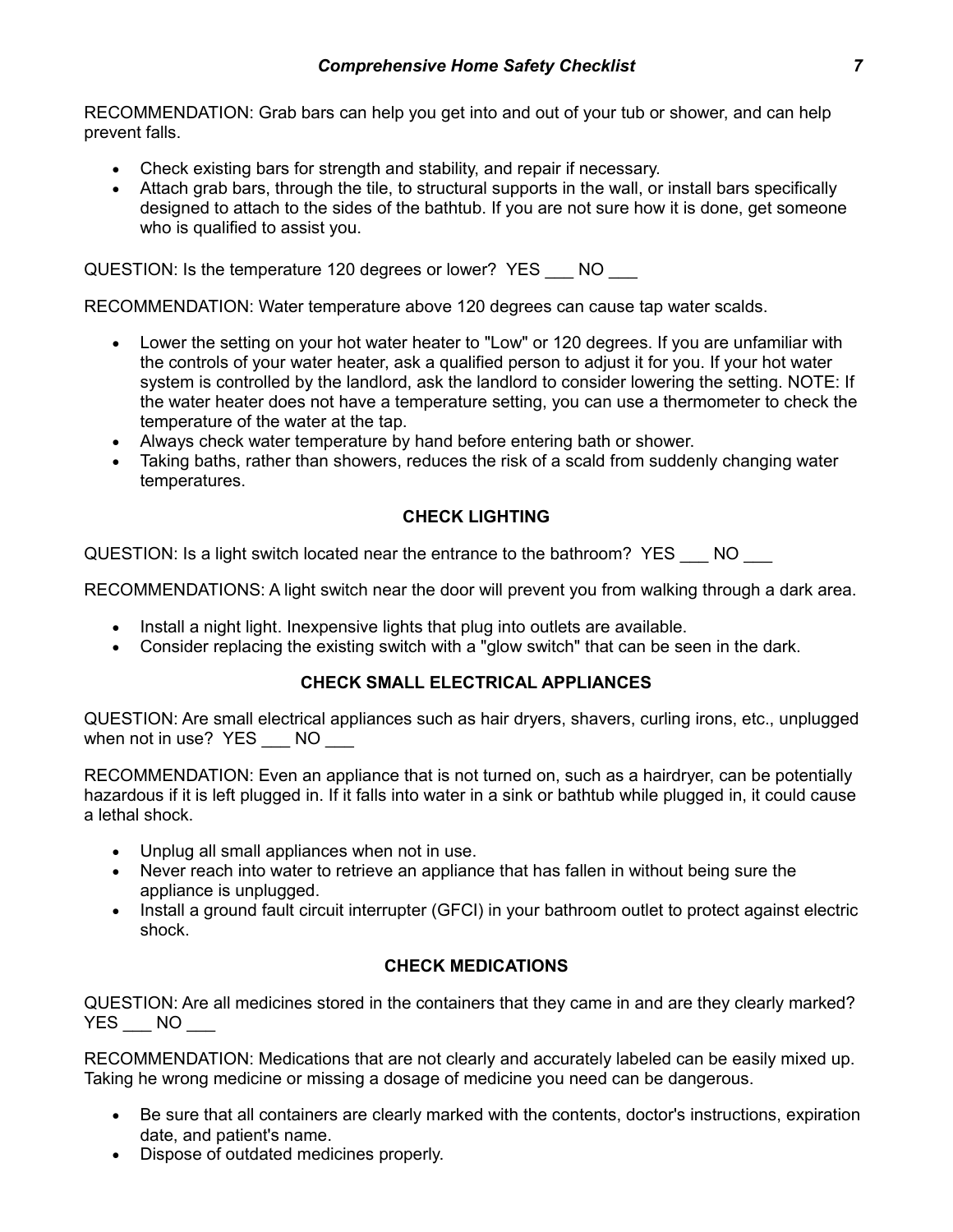RECOMMENDATION: Grab bars can help you get into and out of your tub or shower, and can help prevent falls.

- Check existing bars for strength and stability, and repair if necessary.
- Attach grab bars, through the tile, to structural supports in the wall, or install bars specifically designed to attach to the sides of the bathtub. If you are not sure how it is done, get someone who is qualified to assist you.

QUESTION: Is the temperature 120 degrees or lower? YES ___ NO ___

RECOMMENDATION: Water temperature above 120 degrees can cause tap water scalds.

- Lower the setting on your hot water heater to "Low" or 120 degrees. If you are unfamiliar with the controls of your water heater, ask a qualified person to adjust it for you. If your hot water system is controlled by the landlord, ask the landlord to consider lowering the setting. NOTE: If the water heater does not have a temperature setting, you can use a thermometer to check the temperature of the water at the tap.
- Always check water temperature by hand before entering bath or shower.
- Taking baths, rather than showers, reduces the risk of a scald from suddenly changing water temperatures.

### CHECK LIGHTING

QUESTION: Is a light switch located near the entrance to the bathroom? YES ___ NO ___

RECOMMENDATIONS: A light switch near the door will prevent you from walking through a dark area.

- Install a night light. Inexpensive lights that plug into outlets are available.
- Consider replacing the existing switch with a "glow switch" that can be seen in the dark.

### CHECK SMALL ELECTRICAL APPLIANCES

QUESTION: Are small electrical appliances such as hair dryers, shavers, curling irons, etc., unplugged when not in use? YES ___ NO ___

RECOMMENDATION: Even an appliance that is not turned on, such as a hairdryer, can be potentially hazardous if it is left plugged in. If it falls into water in a sink or bathtub while plugged in, it could cause a lethal shock.

- Unplug all small appliances when not in use.
- Never reach into water to retrieve an appliance that has fallen in without being sure the appliance is unplugged.
- Install a ground fault circuit interrupter (GFCI) in your bathroom outlet to protect against electric shock.

### CHECK MEDICATIONS

QUESTION: Are all medicines stored in the containers that they came in and are they clearly marked? YES ___ NO ___

RECOMMENDATION: Medications that are not clearly and accurately labeled can be easily mixed up. Taking he wrong medicine or missing a dosage of medicine you need can be dangerous.

- Be sure that all containers are clearly marked with the contents, doctor's instructions, expiration date, and patient's name.
- Dispose of outdated medicines properly.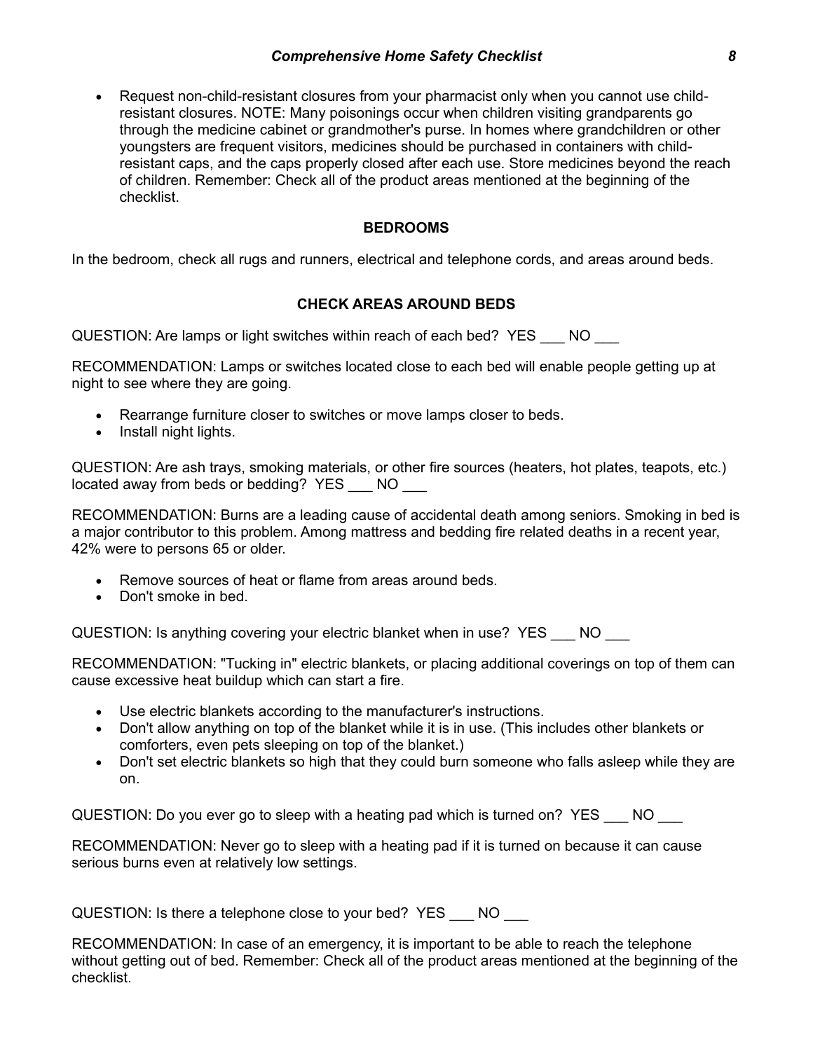- Request non-child-resistant closures from your pharmacist only when you cannot use child-resistant closures. NOTE: Many poisonings occur when children visiting grandparents go through the medicine cabinet or grandmother's purse. In homes where grandchildren or other youngsters are frequent visitors, medicines should be purchased in containers with child-resistant caps, and the caps properly closed after each use. Store medicines beyond the reach of children. Remember: Check all of the product areas mentioned at the beginning of the checklist.

## BEDROOMS

In the bedroom, check all rugs and runners, electrical and telephone cords, and areas around beds.

### CHECK AREAS AROUND BEDS

QUESTION: Are lamps or light switches within reach of each bed? YES ___ NO ___

RECOMMENDATION: Lamps or switches located close to each bed will enable people getting up at night to see where they are going.

- Rearrange furniture closer to switches or move lamps closer to beds.
- Install night lights.

QUESTION: Are ash trays, smoking materials, or other fire sources (heaters, hot plates, teapots, etc.) located away from beds or bedding? YES ___ NO ___

RECOMMENDATION: Burns are a leading cause of accidental death among seniors. Smoking in bed is a major contributor to this problem. Among mattress and bedding fire related deaths in a recent year, 42% were to persons 65 or older.

- Remove sources of heat or flame from areas around beds.
- Don't smoke in bed.

QUESTION: Is anything covering your electric blanket when in use? YES ___ NO ___

RECOMMENDATION: "Tucking in" electric blankets, or placing additional coverings on top of them can cause excessive heat buildup which can start a fire.

- Use electric blankets according to the manufacturer's instructions.
- Don't allow anything on top of the blanket while it is in use. (This includes other blankets or comforters, even pets sleeping on top of the blanket.)
- Don't set electric blankets so high that they could burn someone who falls asleep while they are on.

QUESTION: Do you ever go to sleep with a heating pad which is turned on? YES ___ NO ___

RECOMMENDATION: Never go to sleep with a heating pad if it is turned on because it can cause serious burns even at relatively low settings.

QUESTION: Is there a telephone close to your bed? YES ___ NO ___

RECOMMENDATION: In case of an emergency, it is important to be able to reach the telephone without getting out of bed. Remember: Check all of the product areas mentioned at the beginning of the checklist.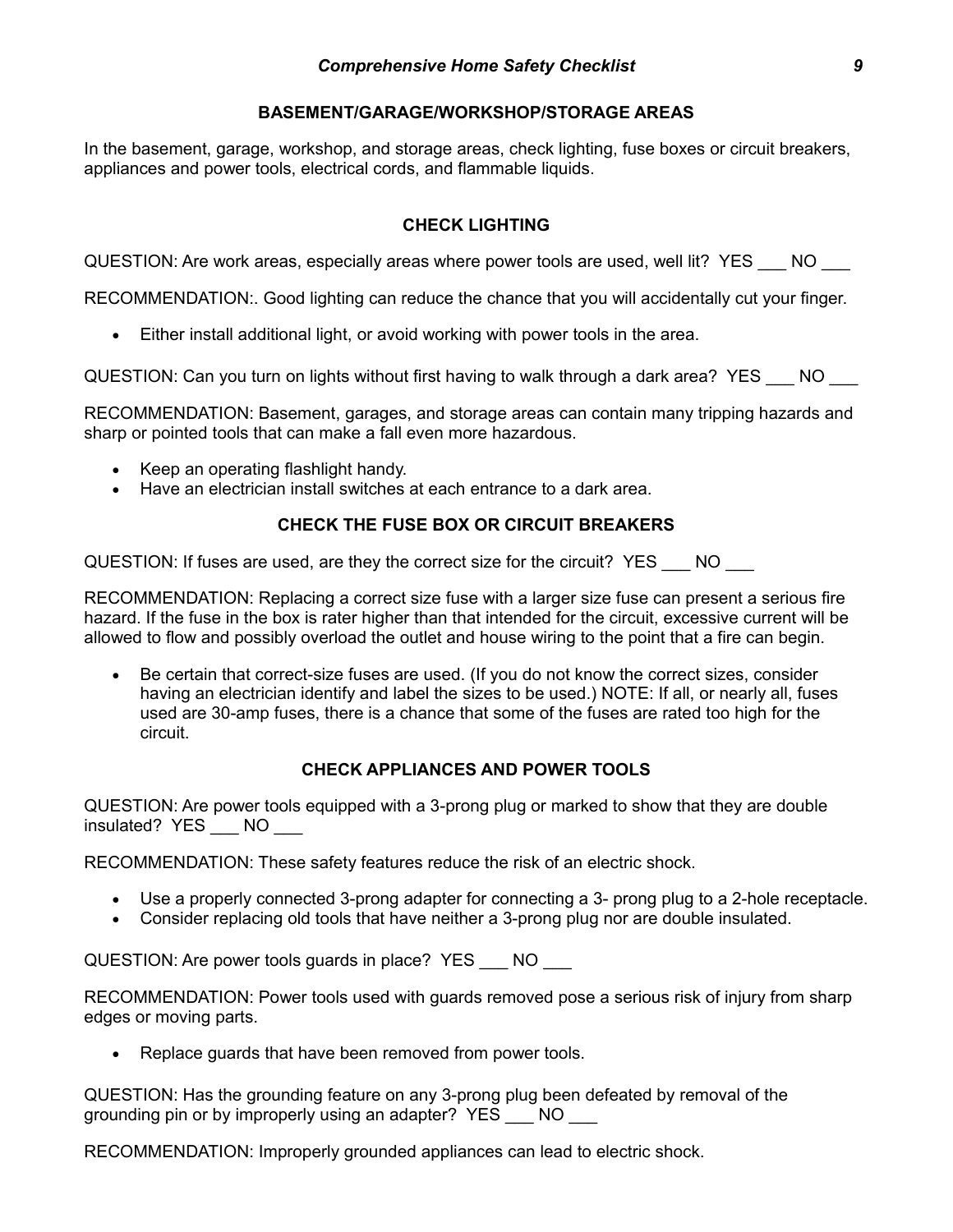## BASEMENT/GARAGE/WORKSHOP/STORAGE AREAS

In the basement, garage, workshop, and storage areas, check lighting, fuse boxes or circuit breakers, appliances and power tools, electrical cords, and flammable liquids.

### CHECK LIGHTING

QUESTION: Are work areas, especially areas where power tools are used, well lit? YES ___ NO ___

RECOMMENDATION:. Good lighting can reduce the chance that you will accidentally cut your finger.

- Either install additional light, or avoid working with power tools in the area.

QUESTION: Can you turn on lights without first having to walk through a dark area? YES ___ NO ___

RECOMMENDATION: Basement, garages, and storage areas can contain many tripping hazards and sharp or pointed tools that can make a fall even more hazardous.

- Keep an operating flashlight handy.
- Have an electrician install switches at each entrance to a dark area.

### CHECK THE FUSE BOX OR CIRCUIT BREAKERS

QUESTION: If fuses are used, are they the correct size for the circuit? YES ___ NO ___

RECOMMENDATION: Replacing a correct size fuse with a larger size fuse can present a serious fire hazard. If the fuse in the box is rater higher than that intended for the circuit, excessive current will be allowed to flow and possibly overload the outlet and house wiring to the point that a fire can begin.

- Be certain that correct-size fuses are used. (If you do not know the correct sizes, consider having an electrician identify and label the sizes to be used.) NOTE: If all, or nearly all, fuses used are 30-amp fuses, there is a chance that some of the fuses are rated too high for the circuit.

### CHECK APPLIANCES AND POWER TOOLS

QUESTION: Are power tools equipped with a 3-prong plug or marked to show that they are double insulated? YES ___ NO ___

RECOMMENDATION: These safety features reduce the risk of an electric shock.

- Use a properly connected 3-prong adapter for connecting a 3- prong plug to a 2-hole receptacle.
- Consider replacing old tools that have neither a 3-prong plug nor are double insulated.

QUESTION: Are power tools guards in place? YES ___ NO ___

RECOMMENDATION: Power tools used with guards removed pose a serious risk of injury from sharp edges or moving parts.

- Replace guards that have been removed from power tools.

QUESTION: Has the grounding feature on any 3-prong plug been defeated by removal of the grounding pin or by improperly using an adapter? YES ___ NO ___

RECOMMENDATION: Improperly grounded appliances can lead to electric shock.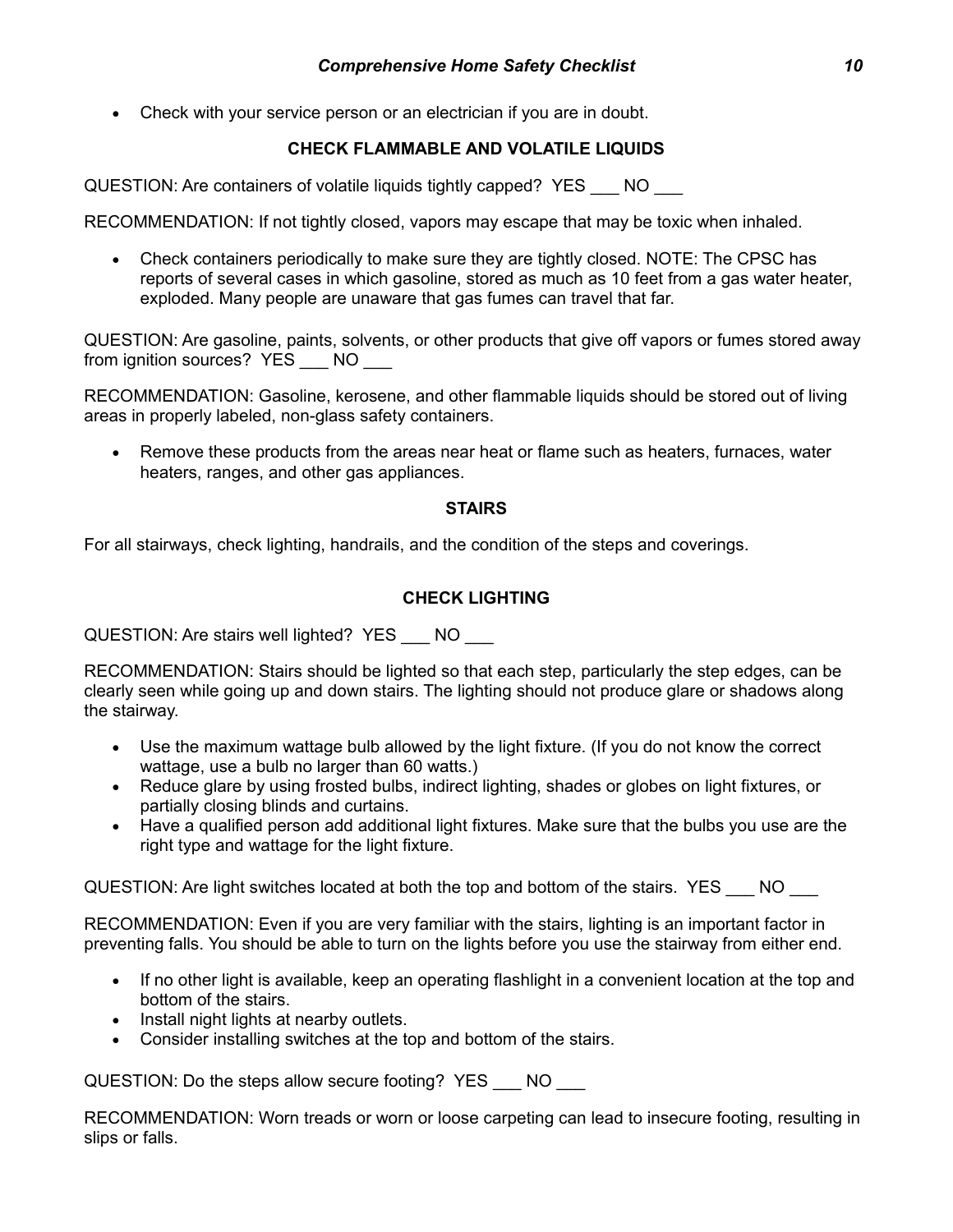- Check with your service person or an electrician if you are in doubt.

### CHECK FLAMMABLE AND VOLATILE LIQUIDS

QUESTION: Are containers of volatile liquids tightly capped? YES ___ NO ___

RECOMMENDATION: If not tightly closed, vapors may escape that may be toxic when inhaled.

- Check containers periodically to make sure they are tightly closed. NOTE: The CPSC has reports of several cases in which gasoline, stored as much as 10 feet from a gas water heater, exploded. Many people are unaware that gas fumes can travel that far.

QUESTION: Are gasoline, paints, solvents, or other products that give off vapors or fumes stored away from ignition sources? YES ___ NO ___

RECOMMENDATION: Gasoline, kerosene, and other flammable liquids should be stored out of living areas in properly labeled, non-glass safety containers.

- Remove these products from the areas near heat or flame such as heaters, furnaces, water heaters, ranges, and other gas appliances.

## STAIRS

For all stairways, check lighting, handrails, and the condition of the steps and coverings.

### CHECK LIGHTING

QUESTION: Are stairs well lighted? YES ___ NO ___

RECOMMENDATION: Stairs should be lighted so that each step, particularly the step edges, can be clearly seen while going up and down stairs. The lighting should not produce glare or shadows along the stairway.

- Use the maximum wattage bulb allowed by the light fixture. (If you do not know the correct wattage, use a bulb no larger than 60 watts.)
- Reduce glare by using frosted bulbs, indirect lighting, shades or globes on light fixtures, or partially closing blinds and curtains.
- Have a qualified person add additional light fixtures. Make sure that the bulbs you use are the right type and wattage for the light fixture.

QUESTION: Are light switches located at both the top and bottom of the stairs. YES ___ NO ___

RECOMMENDATION: Even if you are very familiar with the stairs, lighting is an important factor in preventing falls. You should be able to turn on the lights before you use the stairway from either end.

- If no other light is available, keep an operating flashlight in a convenient location at the top and bottom of the stairs.
- Install night lights at nearby outlets.
- Consider installing switches at the top and bottom of the stairs.

QUESTION: Do the steps allow secure footing? YES ___ NO ___

RECOMMENDATION: Worn treads or worn or loose carpeting can lead to insecure footing, resulting in slips or falls.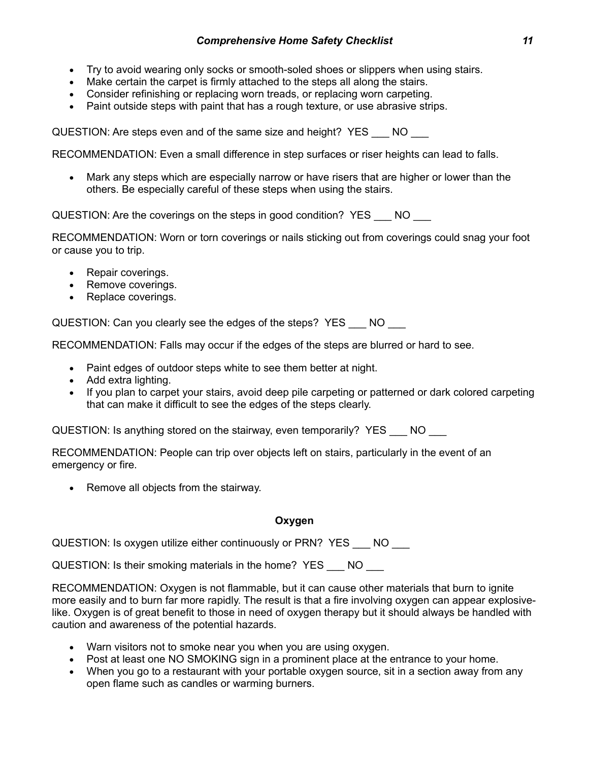- Try to avoid wearing only socks or smooth-soled shoes or slippers when using stairs.
- Make certain the carpet is firmly attached to the steps all along the stairs.
- Consider refinishing or replacing worn treads, or replacing worn carpeting.
- Paint outside steps with paint that has a rough texture, or use abrasive strips.

QUESTION: Are steps even and of the same size and height? YES ___ NO ___

RECOMMENDATION: Even a small difference in step surfaces or riser heights can lead to falls.

- Mark any steps which are especially narrow or have risers that are higher or lower than the others. Be especially careful of these steps when using the stairs.

QUESTION: Are the coverings on the steps in good condition? YES ___ NO ___

RECOMMENDATION: Worn or torn coverings or nails sticking out from coverings could snag your foot or cause you to trip.

- Repair coverings.
- Remove coverings.
- Replace coverings.

QUESTION: Can you clearly see the edges of the steps? YES ___ NO ___

RECOMMENDATION: Falls may occur if the edges of the steps are blurred or hard to see.

- Paint edges of outdoor steps white to see them better at night.
- Add extra lighting.
- If you plan to carpet your stairs, avoid deep pile carpeting or patterned or dark colored carpeting that can make it difficult to see the edges of the steps clearly.

QUESTION: Is anything stored on the stairway, even temporarily? YES ___ NO ___

RECOMMENDATION: People can trip over objects left on stairs, particularly in the event of an emergency or fire.

- Remove all objects from the stairway.

## Oxygen

QUESTION: Is oxygen utilize either continuously or PRN? YES ___ NO ___

QUESTION: Is their smoking materials in the home? YES ___ NO ___

RECOMMENDATION: Oxygen is not flammable, but it can cause other materials that burn to ignite more easily and to burn far more rapidly. The result is that a fire involving oxygen can appear explosive-like. Oxygen is of great benefit to those in need of oxygen therapy but it should always be handled with caution and awareness of the potential hazards.

- Warn visitors not to smoke near you when you are using oxygen.
- Post at least one NO SMOKING sign in a prominent place at the entrance to your home.
- When you go to a restaurant with your portable oxygen source, sit in a section away from any open flame such as candles or warming burners.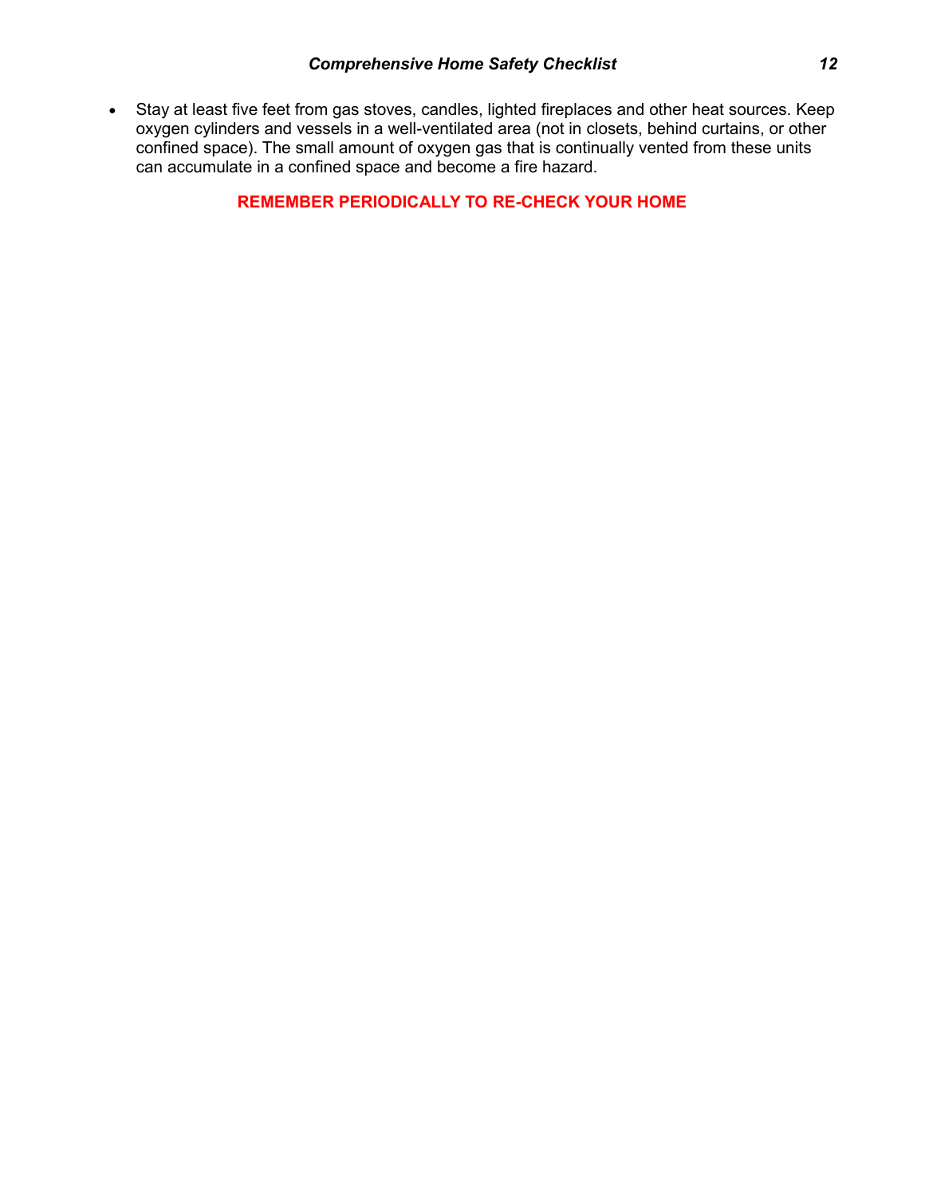- Stay at least five feet from gas stoves, candles, lighted fireplaces and other heat sources. Keep oxygen cylinders and vessels in a well-ventilated area (not in closets, behind curtains, or other confined space). The small amount of oxygen gas that is continually vented from these units can accumulate in a confined space and become a fire hazard.

**REMEMBER PERIODICALLY TO RE-CHECK YOUR HOME**